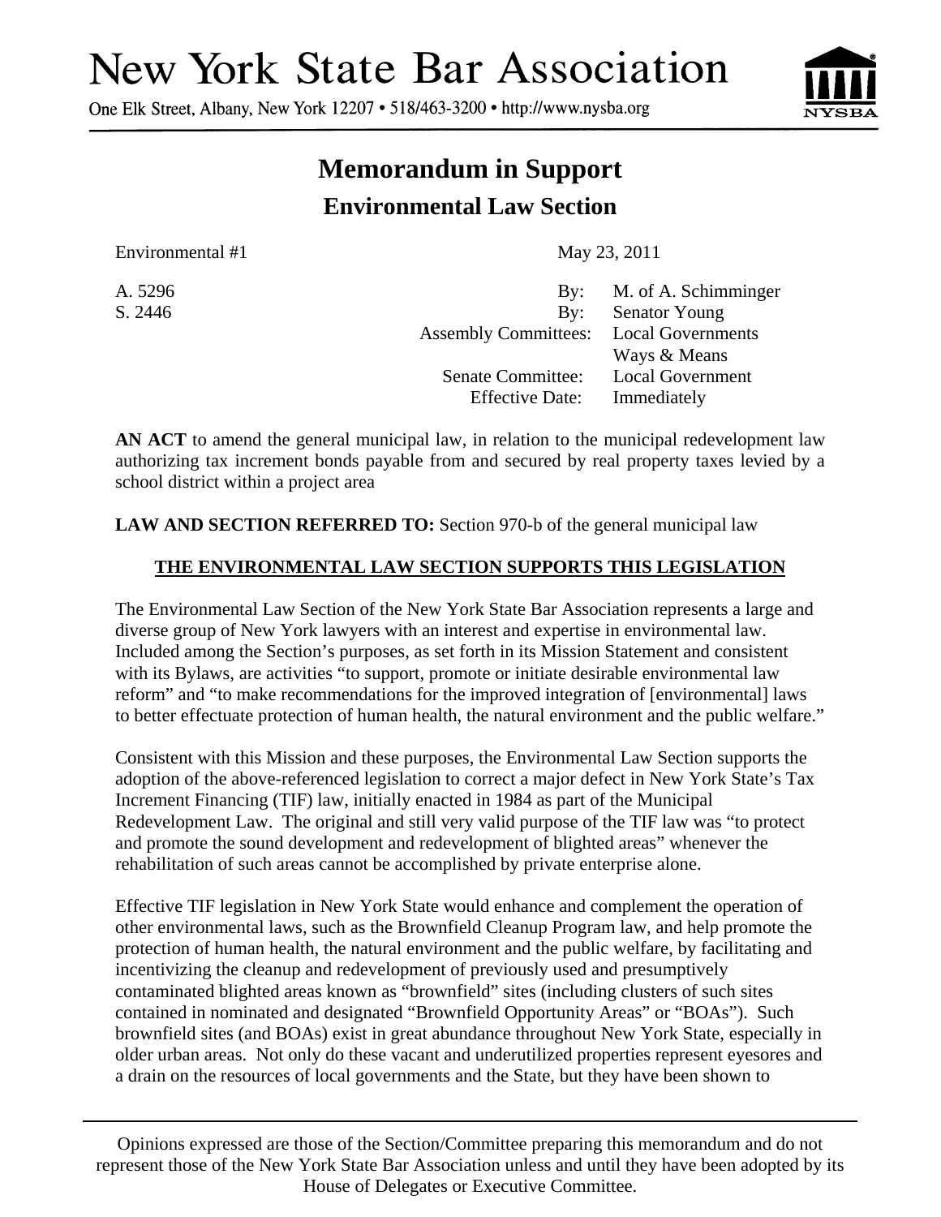# New York State Bar Association

One Elk Street, Albany, New York 12207 • 518/463-3200 • http://www.nysba.org

## Memorandum in Support
### Environmental Law Section

Environmental #1 May 23, 2011

A. 5296 By: M. of A. Schimminger
S. 2446 By: Senator Young
Assembly Committees: Local Governments
Ways & Means
Senate Committee: Local Government
Effective Date: Immediately

**AN ACT** to amend the general municipal law, in relation to the municipal redevelopment law authorizing tax increment bonds payable from and secured by real property taxes levied by a school district within a project area

**LAW AND SECTION REFERRED TO:** Section 970-b of the general municipal law

**THE ENVIRONMENTAL LAW SECTION SUPPORTS THIS LEGISLATION**

The Environmental Law Section of the New York State Bar Association represents a large and diverse group of New York lawyers with an interest and expertise in environmental law. Included among the Section's purposes, as set forth in its Mission Statement and consistent with its Bylaws, are activities "to support, promote or initiate desirable environmental law reform" and "to make recommendations for the improved integration of [environmental] laws to better effectuate protection of human health, the natural environment and the public welfare."

Consistent with this Mission and these purposes, the Environmental Law Section supports the adoption of the above-referenced legislation to correct a major defect in New York State's Tax Increment Financing (TIF) law, initially enacted in 1984 as part of the Municipal Redevelopment Law. The original and still very valid purpose of the TIF law was "to protect and promote the sound development and redevelopment of blighted areas" whenever the rehabilitation of such areas cannot be accomplished by private enterprise alone.

Effective TIF legislation in New York State would enhance and complement the operation of other environmental laws, such as the Brownfield Cleanup Program law, and help promote the protection of human health, the natural environment and the public welfare, by facilitating and incentivizing the cleanup and redevelopment of previously used and presumptively contaminated blighted areas known as "brownfield" sites (including clusters of such sites contained in nominated and designated "Brownfield Opportunity Areas" or "BOAs"). Such brownfield sites (and BOAs) exist in great abundance throughout New York State, especially in older urban areas. Not only do these vacant and underutilized properties represent eyesores and a drain on the resources of local governments and the State, but they have been shown to

Opinions expressed are those of the Section/Committee preparing this memorandum and do not represent those of the New York State Bar Association unless and until they have been adopted by its House of Delegates or Executive Committee.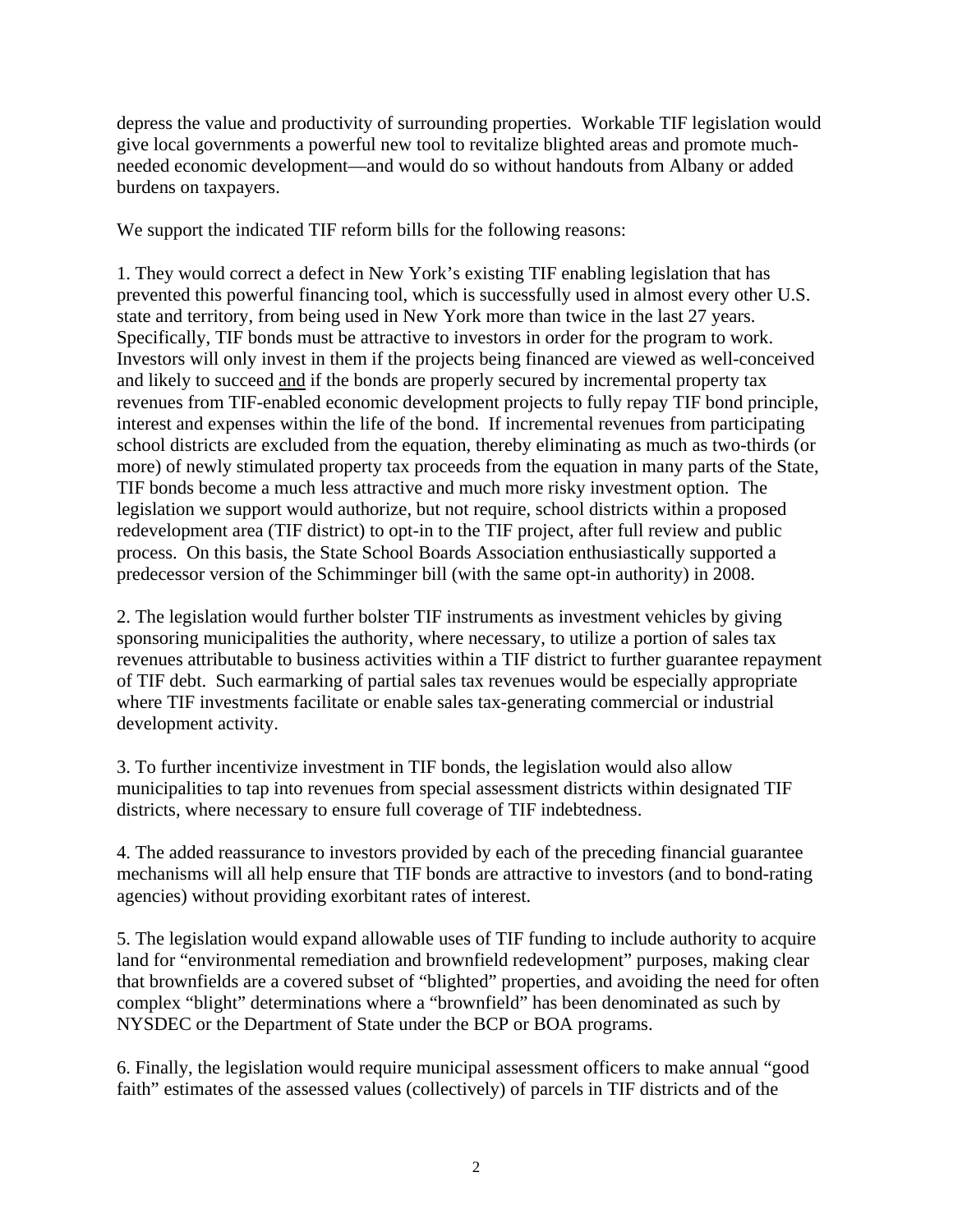depress the value and productivity of surrounding properties. Workable TIF legislation would give local governments a powerful new tool to revitalize blighted areas and promote much-needed economic development—and would do so without handouts from Albany or added burdens on taxpayers.

We support the indicated TIF reform bills for the following reasons:

1. They would correct a defect in New York's existing TIF enabling legislation that has prevented this powerful financing tool, which is successfully used in almost every other U.S. state and territory, from being used in New York more than twice in the last 27 years. Specifically, TIF bonds must be attractive to investors in order for the program to work. Investors will only invest in them if the projects being financed are viewed as well-conceived and likely to succeed <u>and</u> if the bonds are properly secured by incremental property tax revenues from TIF-enabled economic development projects to fully repay TIF bond principle, interest and expenses within the life of the bond. If incremental revenues from participating school districts are excluded from the equation, thereby eliminating as much as two-thirds (or more) of newly stimulated property tax proceeds from the equation in many parts of the State, TIF bonds become a much less attractive and much more risky investment option. The legislation we support would authorize, but not require, school districts within a proposed redevelopment area (TIF district) to opt-in to the TIF project, after full review and public process. On this basis, the State School Boards Association enthusiastically supported a predecessor version of the Schimminger bill (with the same opt-in authority) in 2008.

2. The legislation would further bolster TIF instruments as investment vehicles by giving sponsoring municipalities the authority, where necessary, to utilize a portion of sales tax revenues attributable to business activities within a TIF district to further guarantee repayment of TIF debt. Such earmarking of partial sales tax revenues would be especially appropriate where TIF investments facilitate or enable sales tax-generating commercial or industrial development activity.

3. To further incentivize investment in TIF bonds, the legislation would also allow municipalities to tap into revenues from special assessment districts within designated TIF districts, where necessary to ensure full coverage of TIF indebtedness.

4. The added reassurance to investors provided by each of the preceding financial guarantee mechanisms will all help ensure that TIF bonds are attractive to investors (and to bond-rating agencies) without providing exorbitant rates of interest.

5. The legislation would expand allowable uses of TIF funding to include authority to acquire land for "environmental remediation and brownfield redevelopment" purposes, making clear that brownfields are a covered subset of "blighted" properties, and avoiding the need for often complex "blight" determinations where a "brownfield" has been denominated as such by NYSDEC or the Department of State under the BCP or BOA programs.

6. Finally, the legislation would require municipal assessment officers to make annual "good faith" estimates of the assessed values (collectively) of parcels in TIF districts and of the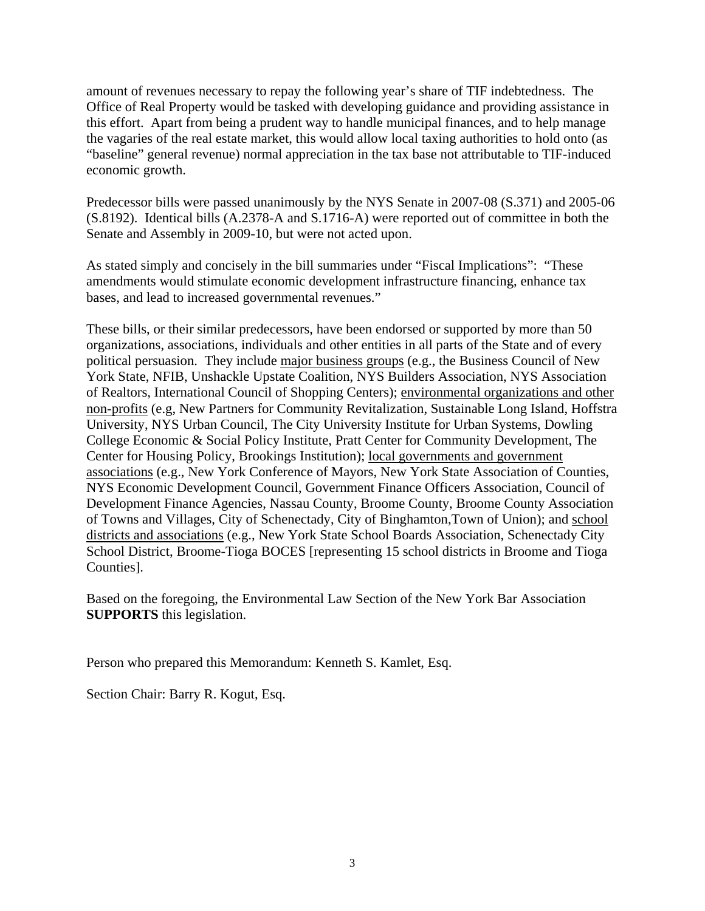amount of revenues necessary to repay the following year's share of TIF indebtedness. The Office of Real Property would be tasked with developing guidance and providing assistance in this effort. Apart from being a prudent way to handle municipal finances, and to help manage the vagaries of the real estate market, this would allow local taxing authorities to hold onto (as "baseline" general revenue) normal appreciation in the tax base not attributable to TIF-induced economic growth.

Predecessor bills were passed unanimously by the NYS Senate in 2007-08 (S.371) and 2005-06 (S.8192). Identical bills (A.2378-A and S.1716-A) were reported out of committee in both the Senate and Assembly in 2009-10, but were not acted upon.

As stated simply and concisely in the bill summaries under "Fiscal Implications": "These amendments would stimulate economic development infrastructure financing, enhance tax bases, and lead to increased governmental revenues."

These bills, or their similar predecessors, have been endorsed or supported by more than 50 organizations, associations, individuals and other entities in all parts of the State and of every political persuasion. They include major business groups (e.g., the Business Council of New York State, NFIB, Unshackle Upstate Coalition, NYS Builders Association, NYS Association of Realtors, International Council of Shopping Centers); environmental organizations and other non-profits (e.g, New Partners for Community Revitalization, Sustainable Long Island, Hoffstra University, NYS Urban Council, The City University Institute for Urban Systems, Dowling College Economic & Social Policy Institute, Pratt Center for Community Development, The Center for Housing Policy, Brookings Institution); local governments and government associations (e.g., New York Conference of Mayors, New York State Association of Counties, NYS Economic Development Council, Government Finance Officers Association, Council of Development Finance Agencies, Nassau County, Broome County, Broome County Association of Towns and Villages, City of Schenectady, City of Binghamton,Town of Union); and school districts and associations (e.g., New York State School Boards Association, Schenectady City School District, Broome-Tioga BOCES [representing 15 school districts in Broome and Tioga Counties].

Based on the foregoing, the Environmental Law Section of the New York Bar Association **SUPPORTS** this legislation.

Person who prepared this Memorandum: Kenneth S. Kamlet, Esq.

Section Chair: Barry R. Kogut, Esq.